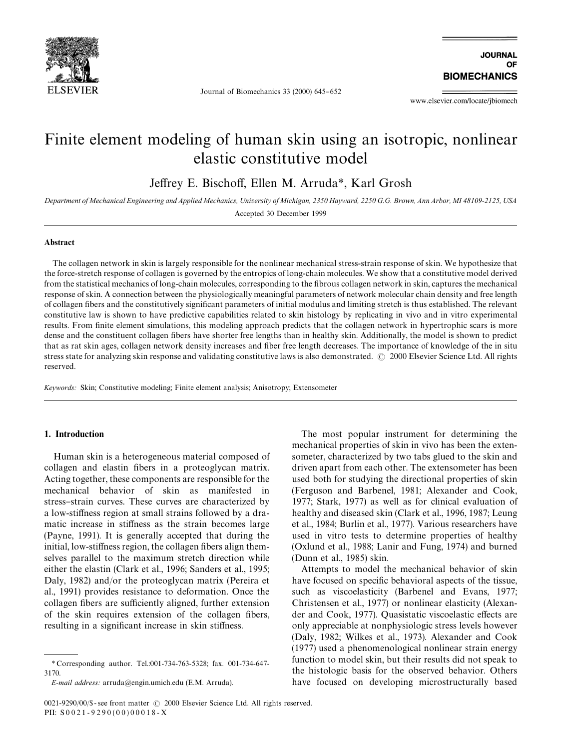# Finite element modeling of human skin using an isotropic, nonlinear elastic constitutive model

Jeffrey E. Bischoff, Ellen M. Arruda*, Karl Grosh

*Department of Mechanical Engineering and Applied Mechanics, University of Michigan, 2350 Hayward, 2250 G.G. Brown, Ann Arbor, MI 48109-2125, USA*

Accepted 30 December 1999

## Abstract

The collagen network in skin is largely responsible for the nonlinear mechanical stress-strain response of skin. We hypothesize that the force-stretch response of collagen is governed by the entropics of long-chain molecules. We show that a constitutive model derived from the statistical mechanics of long-chain molecules, corresponding to the fibrous collagen network in skin, captures the mechanical response of skin. A connection between the physiologically meaningful parameters of network molecular chain density and free length of collagen fibers and the constitutively significant parameters of initial modulus and limiting stretch is thus established. The relevant constitutive law is shown to have predictive capabilities related to skin histology by replicating in vivo and in vitro experimental results. From finite element simulations, this modeling approach predicts that the collagen network in hypertrophic scars is more dense and the constituent collagen fibers have shorter free lengths than in healthy skin. Additionally, the model is shown to predict that as rat skin ages, collagen network density increases and fiber free length decreases. The importance of knowledge of the in situ stress state for analyzing skin response and validating constitutive laws is also demonstrated. © 2000 Elsevier Science Ltd. All rights reserved.

*Keywords:* Skin; Constitutive modeling; Finite element analysis; Anisotropy; Extensometer

## 1. Introduction

Human skin is a heterogeneous material composed of collagen and elastin fibers in a proteoglycan matrix. Acting together, these components are responsible for the mechanical behavior of skin as manifested in stress–strain curves. These curves are characterized by a low-stiffness region at small strains followed by a dramatic increase in stiffness as the strain becomes large (Payne, 1991). It is generally accepted that during the initial, low-stiffness region, the collagen fibers align themselves parallel to the maximum stretch direction while either the elastin (Clark et al., 1996; Sanders et al., 1995; Daly, 1982) and/or the proteoglycan matrix (Pereira et al., 1991) provides resistance to deformation. Once the collagen fibers are sufficiently aligned, further extension of the skin requires extension of the collagen fibers, resulting in a significant increase in skin stiffness.

The most popular instrument for determining the mechanical properties of skin in vivo has been the extensometer, characterized by two tabs glued to the skin and driven apart from each other. The extensometer has been used both for studying the directional properties of skin (Ferguson and Barbenel, 1981; Alexander and Cook, 1977; Stark, 1977) as well as for clinical evaluation of healthy and diseased skin (Clark et al., 1996, 1987; Leung et al., 1984; Burlin et al., 1977). Various researchers have used in vitro tests to determine properties of healthy (Oxlund et al., 1988; Lanir and Fung, 1974) and burned (Dunn et al., 1985) skin.

Attempts to model the mechanical behavior of skin have focused on specific behavioral aspects of the tissue, such as viscoelasticity (Barbenel and Evans, 1977; Christensen et al., 1977) or nonlinear elasticity (Alexander and Cook, 1977). Quasistatic viscoelastic effects are only appreciable at nonphysiologic stress levels however (Daly, 1982; Wilkes et al., 1973). Alexander and Cook (1977) used a phenomenological nonlinear strain energy function to model skin, but their results did not speak to the histologic basis for the observed behavior. Others have focused on developing microstructurally based

* Corresponding author. Tel.:001-734-763-5328; fax. 001-734-647-3170.
*E-mail address:* arruda@engin.umich.edu (E.M. Arruda).

0021-9290/00/$ - see front matter © 2000 Elsevier Science Ltd. All rights reserved.
PII: S0021-9290(00)00018-X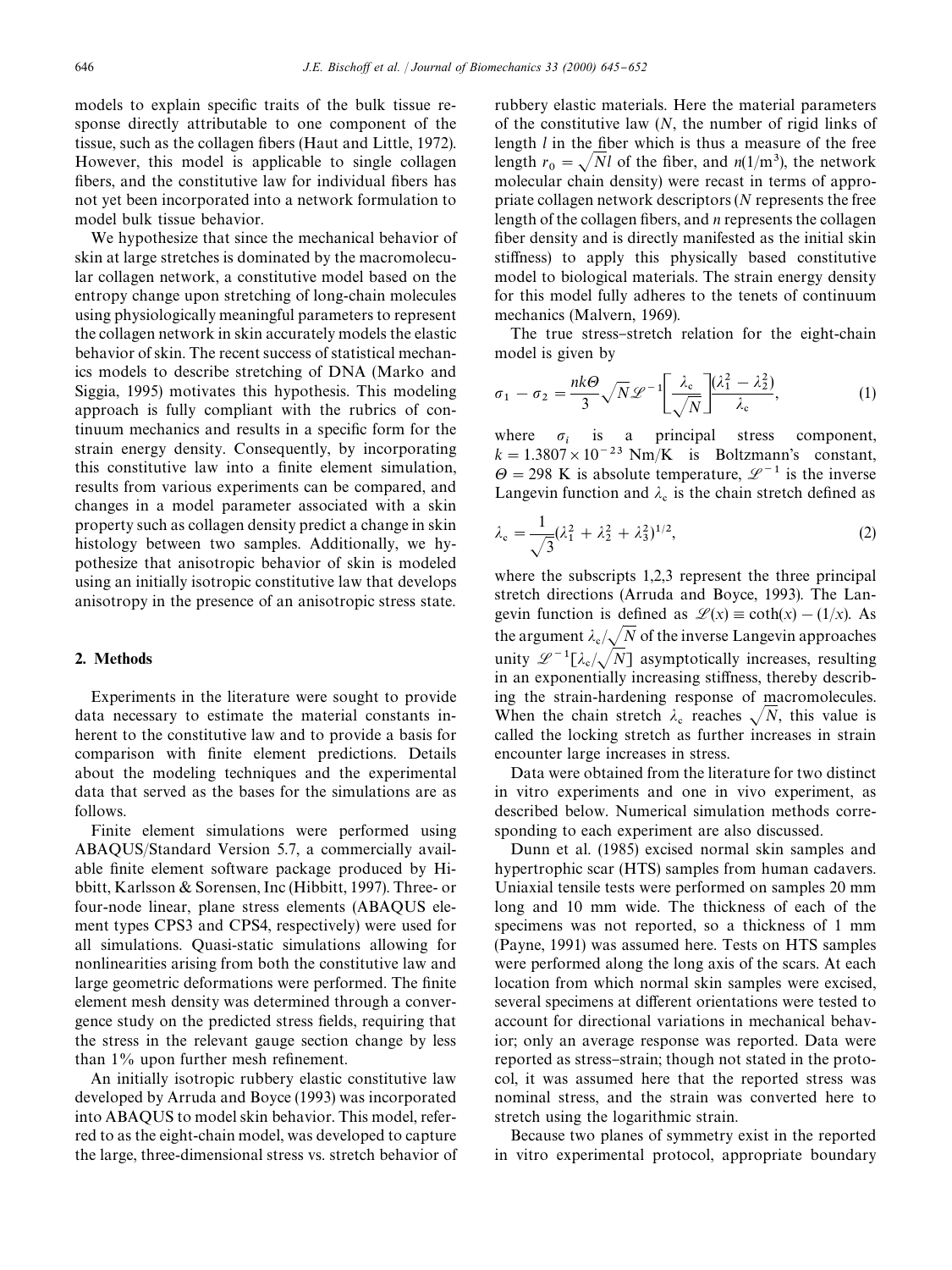models to explain specific traits of the bulk tissue response directly attributable to one component of the tissue, such as the collagen fibers (Haut and Little, 1972). However, this model is applicable to single collagen fibers, and the constitutive law for individual fibers has not yet been incorporated into a network formulation to model bulk tissue behavior.

We hypothesize that since the mechanical behavior of skin at large stretches is dominated by the macromolecular collagen network, a constitutive model based on the entropy change upon stretching of long-chain molecules using physiologically meaningful parameters to represent the collagen network in skin accurately models the elastic behavior of skin. The recent success of statistical mechanics models to describe stretching of DNA (Marko and Siggia, 1995) motivates this hypothesis. This modeling approach is fully compliant with the rubrics of continuum mechanics and results in a specific form for the strain energy density. Consequently, by incorporating this constitutive law into a finite element simulation, results from various experiments can be compared, and changes in a model parameter associated with a skin property such as collagen density predict a change in skin histology between two samples. Additionally, we hypothesize that anisotropic behavior of skin is modeled using an initially isotropic constitutive law that develops anisotropy in the presence of an anisotropic stress state.

## 2. Methods

Experiments in the literature were sought to provide data necessary to estimate the material constants inherent to the constitutive law and to provide a basis for comparison with finite element predictions. Details about the modeling techniques and the experimental data that served as the bases for the simulations are as follows.

Finite element simulations were performed using ABAQUS/Standard Version 5.7, a commercially available finite element software package produced by Hibbitt, Karlsson & Sorensen, Inc (Hibbitt, 1997). Three- or four-node linear, plane stress elements (ABAQUS element types CPS3 and CPS4, respectively) were used for all simulations. Quasi-static simulations allowing for nonlinearities arising from both the constitutive law and large geometric deformations were performed. The finite element mesh density was determined through a convergence study on the predicted stress fields, requiring that the stress in the relevant gauge section change by less than 1% upon further mesh refinement.

An initially isotropic rubbery elastic constitutive law developed by Arruda and Boyce (1993) was incorporated into ABAQUS to model skin behavior. This model, referred to as the eight-chain model, was developed to capture the large, three-dimensional stress vs. stretch behavior of rubbery elastic materials. Here the material parameters of the constitutive law ($N$, the number of rigid links of length $l$ in the fiber which is thus a measure of the free length $r_0 = \sqrt{N}l$ of the fiber, and $n$(1/m$^3$), the network molecular chain density) were recast in terms of appropriate collagen network descriptors ($N$ represents the free length of the collagen fibers, and $n$ represents the collagen fiber density and is directly manifested as the initial skin stiffness) to apply this physically based constitutive model to biological materials. The strain energy density for this model fully adheres to the tenets of continuum mechanics (Malvern, 1969).

The true stress–stretch relation for the eight-chain model is given by

$$\sigma_1 - \sigma_2 = \frac{nk\Theta}{3}\sqrt{N}\mathscr{L}^{-1}\left[\frac{\lambda_c}{\sqrt{N}}\right]\frac{(\lambda_1^2 - \lambda_2^2)}{\lambda_c}, \tag{1}$$

where $\sigma_i$ is a principal stress component, $k = 1.3807 \times 10^{-23}$ Nm/K is Boltzmann's constant, $\Theta = 298$ K is absolute temperature, $\mathscr{L}^{-1}$ is the inverse Langevin function and $\lambda_c$ is the chain stretch defined as

$$\lambda_c = \frac{1}{\sqrt{3}}(\lambda_1^2 + \lambda_2^2 + \lambda_3^2)^{1/2}, \tag{2}$$

where the subscripts 1,2,3 represent the three principal stretch directions (Arruda and Boyce, 1993). The Langevin function is defined as $\mathscr{L}(x) \equiv \coth(x) - (1/x)$. As the argument $\lambda_c/\sqrt{N}$ of the inverse Langevin approaches unity $\mathscr{L}^{-1}[\lambda_c/\sqrt{N}]$ asymptotically increases, resulting in an exponentially increasing stiffness, thereby describing the strain-hardening response of macromolecules. When the chain stretch $\lambda_c$ reaches $\sqrt{N}$, this value is called the locking stretch as further increases in strain encounter large increases in stress.

Data were obtained from the literature for two distinct in vitro experiments and one in vivo experiment, as described below. Numerical simulation methods corresponding to each experiment are also discussed.

Dunn et al. (1985) excised normal skin samples and hypertrophic scar (HTS) samples from human cadavers. Uniaxial tensile tests were performed on samples 20 mm long and 10 mm wide. The thickness of each of the specimens was not reported, so a thickness of 1 mm (Payne, 1991) was assumed here. Tests on HTS samples were performed along the long axis of the scars. At each location from which normal skin samples were excised, several specimens at different orientations were tested to account for directional variations in mechanical behavior; only an average response was reported. Data were reported as stress–strain; though not stated in the protocol, it was assumed here that the reported stress was nominal stress, and the strain was converted here to stretch using the logarithmic strain.

Because two planes of symmetry exist in the reported in vitro experimental protocol, appropriate boundary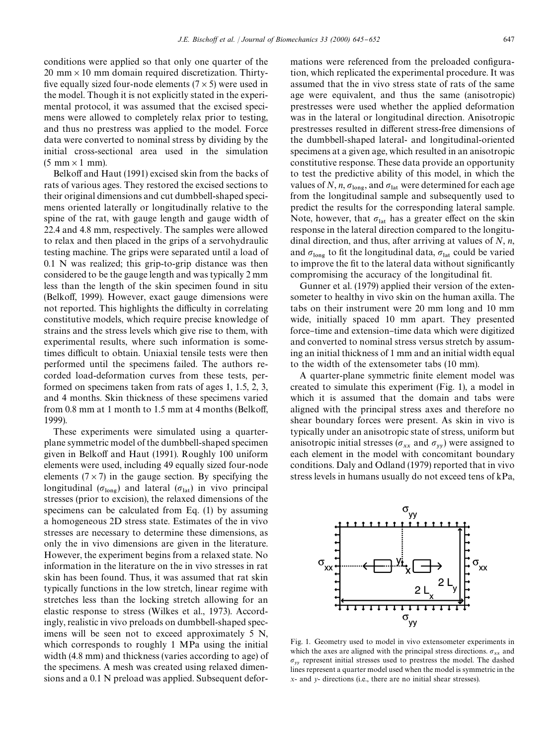conditions were applied so that only one quarter of the $20\ \text{mm} \times 10\ \text{mm}$ domain required discretization. Thirty-five equally sized four-node elements ($7 \times 5$) were used in the model. Though it is not explicitly stated in the experimental protocol, it was assumed that the excised specimens were allowed to completely relax prior to testing, and thus no prestress was applied to the model. Force data were converted to nominal stress by dividing by the initial cross-sectional area used in the simulation ($5\ \text{mm} \times 1\ \text{mm}$).

Belkoff and Haut (1991) excised skin from the backs of rats of various ages. They restored the excised sections to their original dimensions and cut dumbbell-shaped specimens oriented laterally or longitudinally relative to the spine of the rat, with gauge length and gauge width of 22.4 and 4.8 mm, respectively. The samples were allowed to relax and then placed in the grips of a servohydraulic testing machine. The grips were separated until a load of 0.1 N was realized; this grip-to-grip distance was then considered to be the gauge length and was typically 2 mm less than the length of the skin specimen found in situ (Belkoff, 1999). However, exact gauge dimensions were not reported. This highlights the difficulty in correlating constitutive models, which require precise knowledge of strains and the stress levels which give rise to them, with experimental results, where such information is sometimes difficult to obtain. Uniaxial tensile tests were then performed until the specimens failed. The authors recorded load-deformation curves from these tests, performed on specimens taken from rats of ages 1, 1.5, 2, 3, and 4 months. Skin thickness of these specimens varied from 0.8 mm at 1 month to 1.5 mm at 4 months (Belkoff, 1999).

These experiments were simulated using a quarter-plane symmetric model of the dumbbell-shaped specimen given in Belkoff and Haut (1991). Roughly 100 uniform elements were used, including 49 equally sized four-node elements ($7 \times 7$) in the gauge section. By specifying the longitudinal ($\sigma_{\text{long}}$) and lateral ($\sigma_{\text{lat}}$) in vivo principal stresses (prior to excision), the relaxed dimensions of the specimens can be calculated from Eq. (1) by assuming a homogeneous 2D stress state. Estimates of the in vivo stresses are necessary to determine these dimensions, as only the in vivo dimensions are given in the literature. However, the experiment begins from a relaxed state. No information in the literature on the in vivo stresses in rat skin has been found. Thus, it was assumed that rat skin typically functions in the low stretch, linear regime with stretches less than the locking stretch allowing for an elastic response to stress (Wilkes et al., 1973). Accordingly, realistic in vivo preloads on dumbbell-shaped specimens will be seen not to exceed approximately 5 N, which corresponds to roughly 1 MPa using the initial width (4.8 mm) and thickness (varies according to age) of the specimens. A mesh was created using relaxed dimensions and a 0.1 N preload was applied. Subsequent deformations were referenced from the preloaded configuration, which replicated the experimental procedure. It was assumed that the in vivo stress state of rats of the same age were equivalent, and thus the same (anisotropic) prestresses were used whether the applied deformation was in the lateral or longitudinal direction. Anisotropic prestresses resulted in different stress-free dimensions of the dumbbell-shaped lateral- and longitudinal-oriented specimens at a given age, which resulted in an anisotropic constitutive response. These data provide an opportunity to test the predictive ability of this model, in which the values of $N$, $n$, $\sigma_{\text{long}}$, and $\sigma_{\text{lat}}$ were determined for each age from the longitudinal sample and subsequently used to predict the results for the corresponding lateral sample. Note, however, that $\sigma_{\text{lat}}$ has a greater effect on the skin response in the lateral direction compared to the longitudinal direction, and thus, after arriving at values of $N$, $n$, and $\sigma_{\text{long}}$ to fit the longitudinal data, $\sigma_{\text{lat}}$ could be varied to improve the fit to the lateral data without significantly compromising the accuracy of the longitudinal fit.

Gunner et al. (1979) applied their version of the extensometer to healthy in vivo skin on the human axilla. The tabs on their instrument were 20 mm long and 10 mm wide, initially spaced 10 mm apart. They presented force–time and extension–time data which were digitized and converted to nominal stress versus stretch by assuming an initial thickness of 1 mm and an initial width equal to the width of the extensometer tabs (10 mm).

A quarter-plane symmetric finite element model was created to simulate this experiment (Fig. 1), a model in which it is assumed that the domain and tabs were aligned with the principal stress axes and therefore no shear boundary forces were present. As skin in vivo is typically under an anisotropic state of stress, uniform but anisotropic initial stresses ($\sigma_{xx}$ and $\sigma_{yy}$) were assigned to each element in the model with concomitant boundary conditions. Daly and Odland (1979) reported that in vivo stress levels in humans usually do not exceed tens of kPa,

Fig. 1. Geometry used to model in vivo extensometer experiments in which the axes are aligned with the principal stress directions. $\sigma_{xx}$ and $\sigma_{yy}$ represent initial stresses used to prestress the model. The dashed lines represent a quarter model used when the model is symmetric in the $x$- and $y$- directions (i.e., there are no initial shear stresses).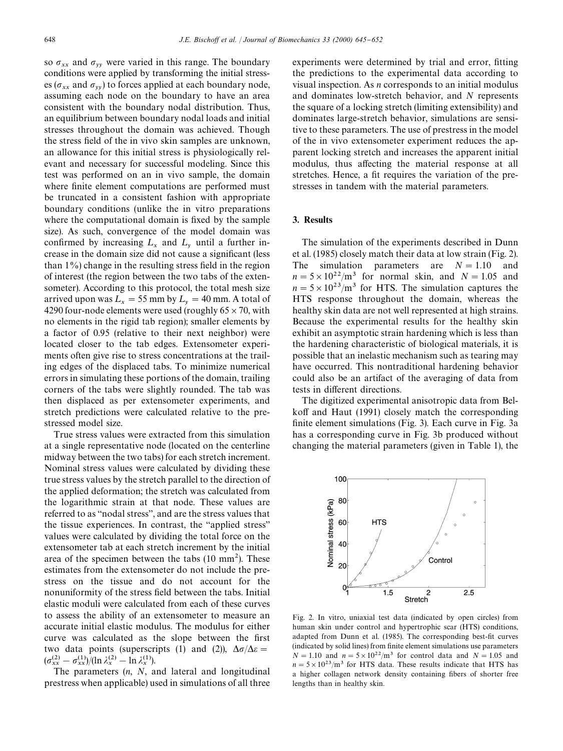so $\sigma_{xx}$ and $\sigma_{yy}$ were varied in this range. The boundary conditions were applied by transforming the initial stresses ($\sigma_{xx}$ and $\sigma_{yy}$) to forces applied at each boundary node, assuming each node on the boundary to have an area consistent with the boundary nodal distribution. Thus, an equilibrium between boundary nodal loads and initial stresses throughout the domain was achieved. Though the stress field of the in vivo skin samples are unknown, an allowance for this initial stress is physiologically relevant and necessary for successful modeling. Since this test was performed on an in vivo sample, the domain where finite element computations are performed must be truncated in a consistent fashion with appropriate boundary conditions (unlike the in vitro preparations where the computational domain is fixed by the sample size). As such, convergence of the model domain was confirmed by increasing $L_x$ and $L_y$ until a further increase in the domain size did not cause a significant (less than 1%) change in the resulting stress field in the region of interest (the region between the two tabs of the extensometer). According to this protocol, the total mesh size arrived upon was $L_x = 55$ mm by $L_y = 40$ mm. A total of 4290 four-node elements were used (roughly $65 \times 70$, with no elements in the rigid tab region); smaller elements by a factor of 0.95 (relative to their next neighbor) were located closer to the tab edges. Extensometer experiments often give rise to stress concentrations at the trailing edges of the displaced tabs. To minimize numerical errors in simulating these portions of the domain, trailing corners of the tabs were slightly rounded. The tab was then displaced as per extensometer experiments, and stretch predictions were calculated relative to the prestressed model size.

True stress values were extracted from this simulation at a single representative node (located on the centerline midway between the two tabs) for each stretch increment. Nominal stress values were calculated by dividing these true stress values by the stretch parallel to the direction of the applied deformation; the stretch was calculated from the logarithmic strain at that node. These values are referred to as "nodal stress", and are the stress values that the tissue experiences. In contrast, the "applied stress" values were calculated by dividing the total force on the extensometer tab at each stretch increment by the initial area of the specimen between the tabs (10 mm$^2$). These estimates from the extensometer do not include the prestress on the tissue and do not account for the nonuniformity of the stress field between the tabs. Initial elastic moduli were calculated from each of these curves to assess the ability of an extensometer to measure an accurate initial elastic modulus. The modulus for either curve was calculated as the slope between the first two data points (superscripts (1) and (2)), $\Delta\sigma/\Delta\varepsilon = (\sigma_{xx}^{(2)} - \sigma_{xx}^{(1)})/(\ln \lambda_x^{(2)} - \ln \lambda_x^{(1)})$.

The parameters ($n$, $N$, and lateral and longitudinal prestress when applicable) used in simulations of all three experiments were determined by trial and error, fitting the predictions to the experimental data according to visual inspection. As $n$ corresponds to an initial modulus and dominates low-stretch behavior, and $N$ represents the square of a locking stretch (limiting extensibility) and dominates large-stretch behavior, simulations are sensitive to these parameters. The use of prestress in the model of the in vivo extensometer experiment reduces the apparent locking stretch and increases the apparent initial modulus, thus affecting the material response at all stretches. Hence, a fit requires the variation of the prestresses in tandem with the material parameters.

## 3. Results

The simulation of the experiments described in Dunn et al. (1985) closely match their data at low strain (Fig. 2). The simulation parameters are $N = 1.10$ and $n = 5 \times 10^{22}/\text{m}^3$ for normal skin, and $N = 1.05$ and $n = 5 \times 10^{23}/\text{m}^3$ for HTS. The simulation captures the HTS response throughout the domain, whereas the healthy skin data are not well represented at high strains. Because the experimental results for the healthy skin exhibit an asymptotic strain hardening which is less than the hardening characteristic of biological materials, it is possible that an inelastic mechanism such as tearing may have occurred. This nontraditional hardening behavior could also be an artifact of the averaging of data from tests in different directions.

The digitized experimental anisotropic data from Belkoff and Haut (1991) closely match the corresponding finite element simulations (Fig. 3). Each curve in Fig. 3a has a corresponding curve in Fig. 3b produced without changing the material parameters (given in Table 1), the

Fig. 2. In vitro, uniaxial test data (indicated by open circles) from human skin under control and hypertrophic scar (HTS) conditions, adapted from Dunn et al. (1985). The corresponding best-fit curves (indicated by solid lines) from finite element simulations use parameters $N = 1.10$ and $n = 5 \times 10^{22}/\text{m}^3$ for control data and $N = 1.05$ and $n = 5 \times 10^{23}/\text{m}^3$ for HTS data. These results indicate that HTS has a higher collagen network density containing fibers of shorter free lengths than in healthy skin.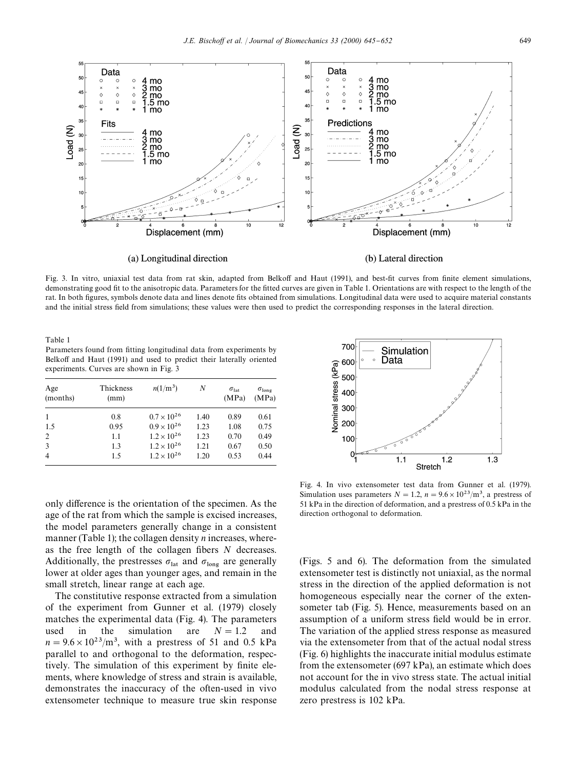Fig. 3. In vitro, uniaxial test data from rat skin, adapted from Belkoff and Haut (1991), and best-fit curves from finite element simulations, demonstrating good fit to the anisotropic data. Parameters for the fitted curves are given in Table 1. Orientations are with respect to the length of the rat. In both figures, symbols denote data and lines denote fits obtained from simulations. Longitudinal data were used to acquire material constants and the initial stress field from simulations; these values were then used to predict the corresponding responses in the lateral direction.

Table 1
Parameters found from fitting longitudinal data from experiments by Belkoff and Haut (1991) and used to predict their laterally oriented experiments. Curves are shown in Fig. 3

| Age (months) | Thickness (mm) | $n(1/\text{m}^3)$ | $N$ | $\sigma_{\text{lat}}$ (MPa) | $\sigma_{\text{long}}$ (MPa) |
|---|---|---|---|---|---|
| 1 | 0.8 | $0.7 \times 10^{26}$ | 1.40 | 0.89 | 0.61 |
| 1.5 | 0.95 | $0.9 \times 10^{26}$ | 1.23 | 1.08 | 0.75 |
| 2 | 1.1 | $1.2 \times 10^{26}$ | 1.23 | 0.70 | 0.49 |
| 3 | 1.3 | $1.2 \times 10^{26}$ | 1.21 | 0.67 | 0.50 |
| 4 | 1.5 | $1.2 \times 10^{26}$ | 1.20 | 0.53 | 0.44 |

only difference is the orientation of the specimen. As the age of the rat from which the sample is excised increases, the model parameters generally change in a consistent manner (Table 1); the collagen density $n$ increases, whereas the free length of the collagen fibers $N$ decreases. Additionally, the prestresses $\sigma_{\text{lat}}$ and $\sigma_{\text{long}}$ are generally lower at older ages than younger ages, and remain in the small stretch, linear range at each age.

The constitutive response extracted from a simulation of the experiment from Gunner et al. (1979) closely matches the experimental data (Fig. 4). The parameters used in the simulation are $N = 1.2$ and $n = 9.6 \times 10^{23}/\text{m}^3$, with a prestress of 51 and 0.5 kPa parallel to and orthogonal to the deformation, respectively. The simulation of this experiment by finite elements, where knowledge of stress and strain is available, demonstrates the inaccuracy of the often-used in vivo extensometer technique to measure true skin response (Figs. 5 and 6). The deformation from the simulated extensometer test is distinctly not uniaxial, as the normal stress in the direction of the applied deformation is not homogeneous especially near the corner of the extensometer tab (Fig. 5). Hence, measurements based on an assumption of a uniform stress field would be in error. The variation of the applied stress response as measured via the extensometer from that of the actual nodal stress (Fig. 6) highlights the inaccurate initial modulus estimate from the extensometer (697 kPa), an estimate which does not account for the in vivo stress state. The actual initial modulus calculated from the nodal stress response at zero prestress is 102 kPa.

Fig. 4. In vivo extensometer test data from Gunner et al. (1979). Simulation uses parameters $N = 1.2$, $n = 9.6 \times 10^{23}/\text{m}^3$, a prestress of 51 kPa in the direction of deformation, and a prestress of 0.5 kPa in the direction orthogonal to deformation.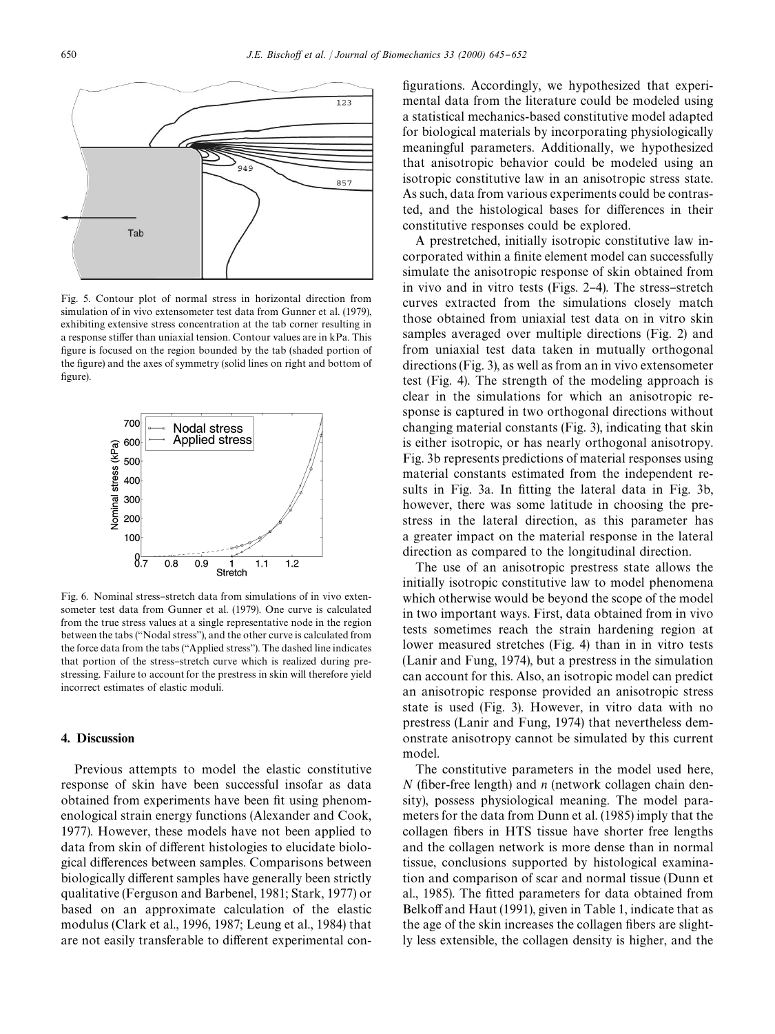Fig. 5. Contour plot of normal stress in horizontal direction from simulation of in vivo extensometer test data from Gunner et al. (1979), exhibiting extensive stress concentration at the tab corner resulting in a response stiffer than uniaxial tension. Contour values are in kPa. This figure is focused on the region bounded by the tab (shaded portion of the figure) and the axes of symmetry (solid lines on right and bottom of figure).

Fig. 6. Nominal stress–stretch data from simulations of in vivo extensometer test data from Gunner et al. (1979). One curve is calculated from the true stress values at a single representative node in the region between the tabs ("Nodal stress"), and the other curve is calculated from the force data from the tabs ("Applied stress"). The dashed line indicates that portion of the stress–stretch curve which is realized during prestressing. Failure to account for the prestress in skin will therefore yield incorrect estimates of elastic moduli.

## 4. Discussion

Previous attempts to model the elastic constitutive response of skin have been successful insofar as data obtained from experiments have been fit using phenomenological strain energy functions (Alexander and Cook, 1977). However, these models have not been applied to data from skin of different histologies to elucidate biological differences between samples. Comparisons between biologically different samples have generally been strictly qualitative (Ferguson and Barbenel, 1981; Stark, 1977) or based on an approximate calculation of the elastic modulus (Clark et al., 1996, 1987; Leung et al., 1984) that are not easily transferable to different experimental configurations. Accordingly, we hypothesized that experimental data from the literature could be modeled using a statistical mechanics-based constitutive model adapted for biological materials by incorporating physiologically meaningful parameters. Additionally, we hypothesized that anisotropic behavior could be modeled using an isotropic constitutive law in an anisotropic stress state. As such, data from various experiments could be contrasted, and the histological bases for differences in their constitutive responses could be explored.

A prestretched, initially isotropic constitutive law incorporated within a finite element model can successfully simulate the anisotropic response of skin obtained from in vivo and in vitro tests (Figs. 2–4). The stress–stretch curves extracted from the simulations closely match those obtained from uniaxial test data on in vitro skin samples averaged over multiple directions (Fig. 2) and from uniaxial test data taken in mutually orthogonal directions (Fig. 3), as well as from an in vivo extensometer test (Fig. 4). The strength of the modeling approach is clear in the simulations for which an anisotropic response is captured in two orthogonal directions without changing material constants (Fig. 3), indicating that skin is either isotropic, or has nearly orthogonal anisotropy. Fig. 3b represents predictions of material responses using material constants estimated from the independent results in Fig. 3a. In fitting the lateral data in Fig. 3b, however, there was some latitude in choosing the prestress in the lateral direction, as this parameter has a greater impact on the material response in the lateral direction as compared to the longitudinal direction.

The use of an anisotropic prestress state allows the initially isotropic constitutive law to model phenomena which otherwise would be beyond the scope of the model in two important ways. First, data obtained from in vivo tests sometimes reach the strain hardening region at lower measured stretches (Fig. 4) than in in vitro tests (Lanir and Fung, 1974), but a prestress in the simulation can account for this. Also, an isotropic model can predict an anisotropic response provided an anisotropic stress state is used (Fig. 3). However, in vitro data with no prestress (Lanir and Fung, 1974) that nevertheless demonstrate anisotropy cannot be simulated by this current model.

The constitutive parameters in the model used here, $N$ (fiber-free length) and $n$ (network collagen chain density), possess physiological meaning. The model parameters for the data from Dunn et al. (1985) imply that the collagen fibers in HTS tissue have shorter free lengths and the collagen network is more dense than in normal tissue, conclusions supported by histological examination and comparison of scar and normal tissue (Dunn et al., 1985). The fitted parameters for data obtained from Belkoff and Haut (1991), given in Table 1, indicate that as the age of the skin increases the collagen fibers are slightly less extensible, the collagen density is higher, and the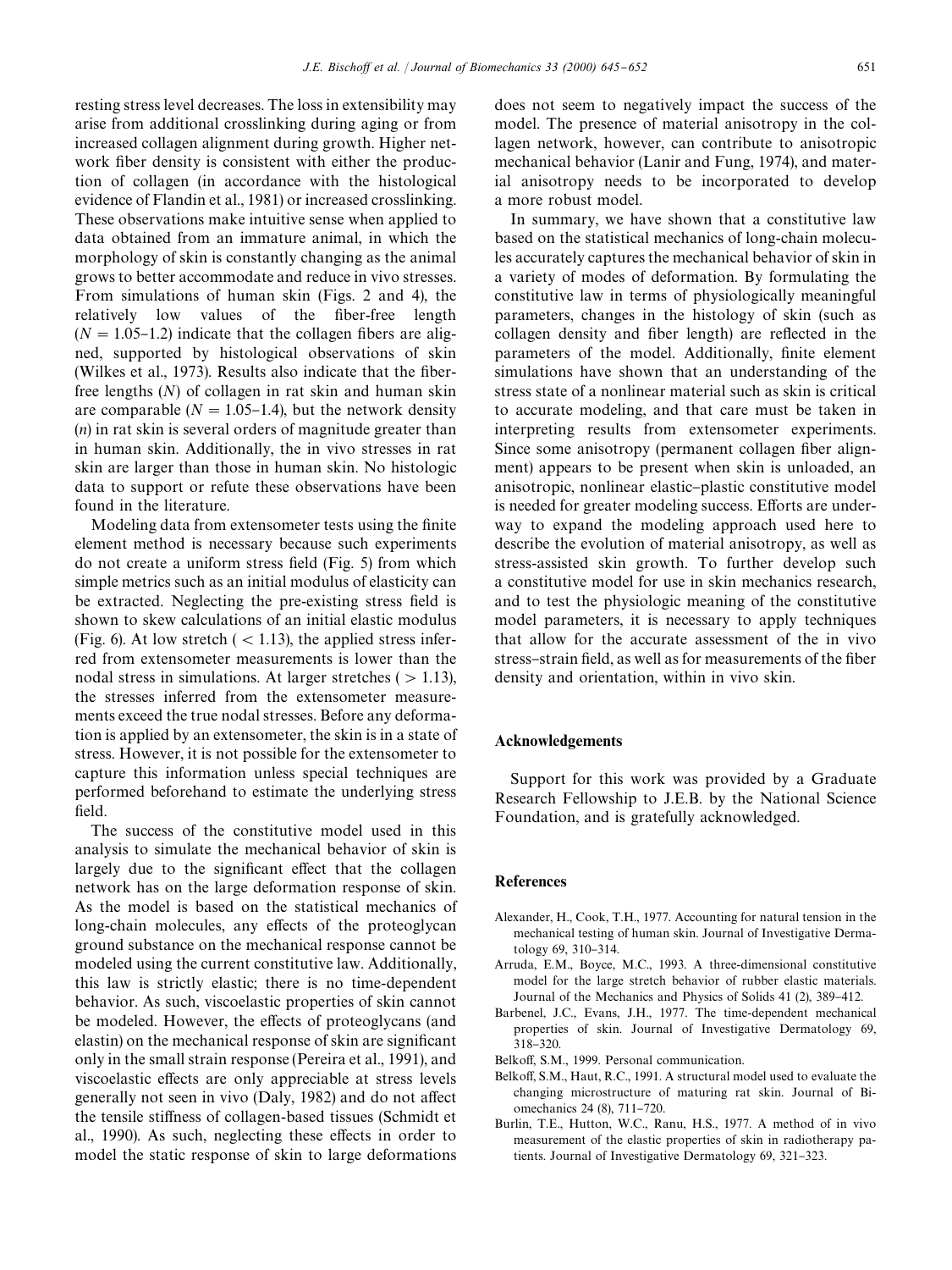resting stress level decreases. The loss in extensibility may arise from additional crosslinking during aging or from increased collagen alignment during growth. Higher network fiber density is consistent with either the production of collagen (in accordance with the histological evidence of Flandin et al., 1981) or increased crosslinking. These observations make intuitive sense when applied to data obtained from an immature animal, in which the morphology of skin is constantly changing as the animal grows to better accommodate and reduce in vivo stresses. From simulations of human skin (Figs. 2 and 4), the relatively low values of the fiber-free length ($N = 1.05$–$1.2$) indicate that the collagen fibers are aligned, supported by histological observations of skin (Wilkes et al., 1973). Results also indicate that the fiber-free lengths ($N$) of collagen in rat skin and human skin are comparable ($N = 1.05$–$1.4$), but the network density ($n$) in rat skin is several orders of magnitude greater than in human skin. Additionally, the in vivo stresses in rat skin are larger than those in human skin. No histologic data to support or refute these observations have been found in the literature.

Modeling data from extensometer tests using the finite element method is necessary because such experiments do not create a uniform stress field (Fig. 5) from which simple metrics such as an initial modulus of elasticity can be extracted. Neglecting the pre-existing stress field is shown to skew calculations of an initial elastic modulus (Fig. 6). At low stretch ($< 1.13$), the applied stress inferred from extensometer measurements is lower than the nodal stress in simulations. At larger stretches ($> 1.13$), the stresses inferred from the extensometer measurements exceed the true nodal stresses. Before any deformation is applied by an extensometer, the skin is in a state of stress. However, it is not possible for the extensometer to capture this information unless special techniques are performed beforehand to estimate the underlying stress field.

The success of the constitutive model used in this analysis to simulate the mechanical behavior of skin is largely due to the significant effect that the collagen network has on the large deformation response of skin. As the model is based on the statistical mechanics of long-chain molecules, any effects of the proteoglycan ground substance on the mechanical response cannot be modeled using the current constitutive law. Additionally, this law is strictly elastic; there is no time-dependent behavior. As such, viscoelastic properties of skin cannot be modeled. However, the effects of proteoglycans (and elastin) on the mechanical response of skin are significant only in the small strain response (Pereira et al., 1991), and viscoelastic effects are only appreciable at stress levels generally not seen in vivo (Daly, 1982) and do not affect the tensile stiffness of collagen-based tissues (Schmidt et al., 1990). As such, neglecting these effects in order to model the static response of skin to large deformations does not seem to negatively impact the success of the model. The presence of material anisotropy in the collagen network, however, can contribute to anisotropic mechanical behavior (Lanir and Fung, 1974), and material anisotropy needs to be incorporated to develop a more robust model.

In summary, we have shown that a constitutive law based on the statistical mechanics of long-chain molecules accurately captures the mechanical behavior of skin in a variety of modes of deformation. By formulating the constitutive law in terms of physiologically meaningful parameters, changes in the histology of skin (such as collagen density and fiber length) are reflected in the parameters of the model. Additionally, finite element simulations have shown that an understanding of the stress state of a nonlinear material such as skin is critical to accurate modeling, and that care must be taken in interpreting results from extensometer experiments. Since some anisotropy (permanent collagen fiber alignment) appears to be present when skin is unloaded, an anisotropic, nonlinear elastic–plastic constitutive model is needed for greater modeling success. Efforts are underway to expand the modeling approach used here to describe the evolution of material anisotropy, as well as stress-assisted skin growth. To further develop such a constitutive model for use in skin mechanics research, and to test the physiologic meaning of the constitutive model parameters, it is necessary to apply techniques that allow for the accurate assessment of the in vivo stress–strain field, as well as for measurements of the fiber density and orientation, within in vivo skin.

## Acknowledgements

Support for this work was provided by a Graduate Research Fellowship to J.E.B. by the National Science Foundation, and is gratefully acknowledged.

## References

Alexander, H., Cook, T.H., 1977. Accounting for natural tension in the mechanical testing of human skin. Journal of Investigative Dermatology 69, 310–314.

Arruda, E.M., Boyce, M.C., 1993. A three-dimensional constitutive model for the large stretch behavior of rubber elastic materials. Journal of the Mechanics and Physics of Solids 41 (2), 389–412.

Barbenel, J.C., Evans, J.H., 1977. The time-dependent mechanical properties of skin. Journal of Investigative Dermatology 69, 318–320.

Belkoff, S.M., 1999. Personal communication.

Belkoff, S.M., Haut, R.C., 1991. A structural model used to evaluate the changing microstructure of maturing rat skin. Journal of Biomechanics 24 (8), 711–720.

Burlin, T.E., Hutton, W.C., Ranu, H.S., 1977. A method of in vivo measurement of the elastic properties of skin in radiotherapy patients. Journal of Investigative Dermatology 69, 321–323.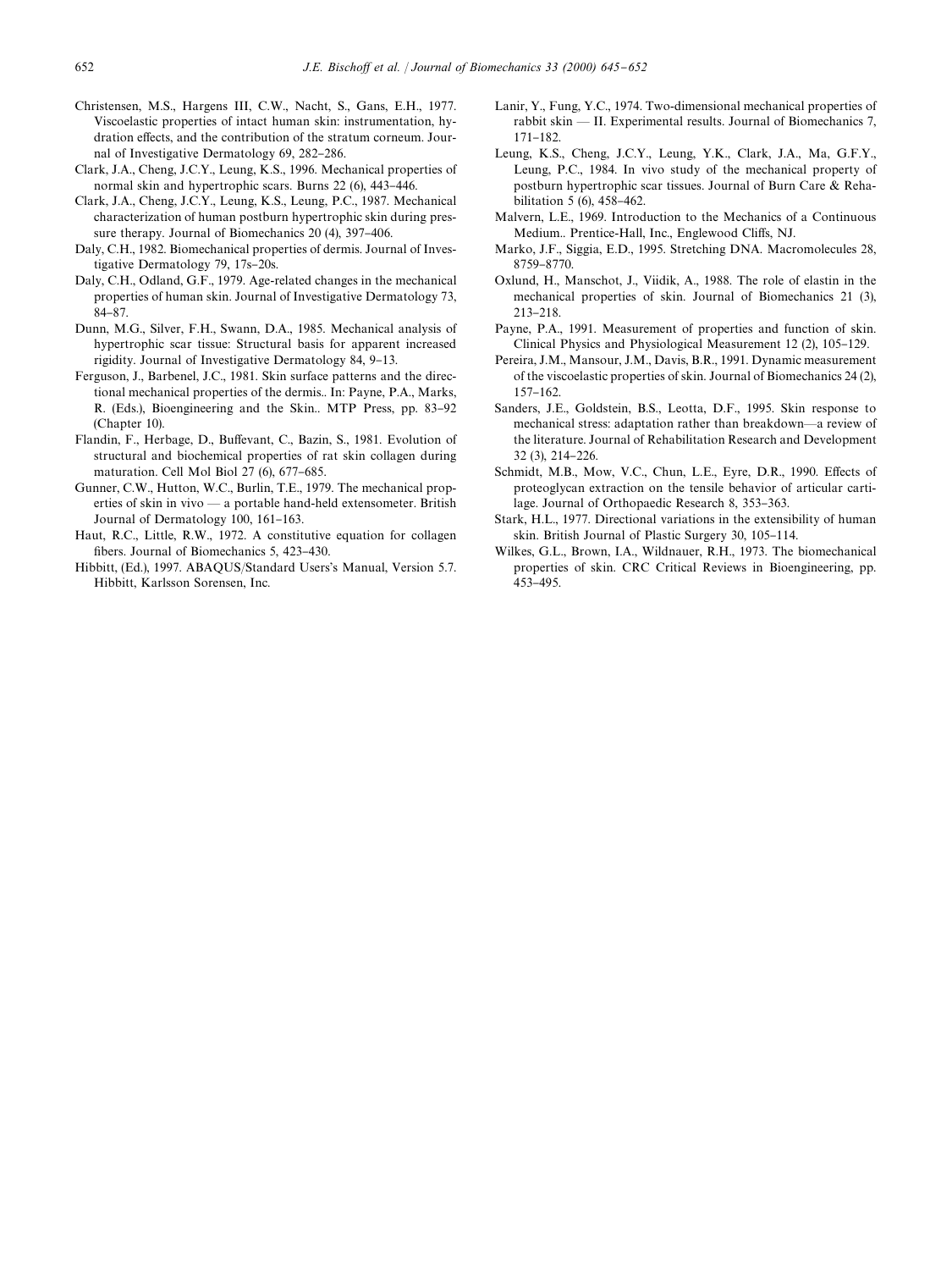Christensen, M.S., Hargens III, C.W., Nacht, S., Gans, E.H., 1977. Viscoelastic properties of intact human skin: instrumentation, hydration effects, and the contribution of the stratum corneum. Journal of Investigative Dermatology 69, 282–286.

Clark, J.A., Cheng, J.C.Y., Leung, K.S., 1996. Mechanical properties of normal skin and hypertrophic scars. Burns 22 (6), 443–446.

Clark, J.A., Cheng, J.C.Y., Leung, K.S., Leung, P.C., 1987. Mechanical characterization of human postburn hypertrophic skin during pressure therapy. Journal of Biomechanics 20 (4), 397–406.

Daly, C.H., 1982. Biomechanical properties of dermis. Journal of Investigative Dermatology 79, 17s–20s.

Daly, C.H., Odland, G.F., 1979. Age-related changes in the mechanical properties of human skin. Journal of Investigative Dermatology 73, 84–87.

Dunn, M.G., Silver, F.H., Swann, D.A., 1985. Mechanical analysis of hypertrophic scar tissue: Structural basis for apparent increased rigidity. Journal of Investigative Dermatology 84, 9–13.

Ferguson, J., Barbenel, J.C., 1981. Skin surface patterns and the directional mechanical properties of the dermis.. In: Payne, P.A., Marks, R. (Eds.), Bioengineering and the Skin.. MTP Press, pp. 83–92 (Chapter 10).

Flandin, F., Herbage, D., Buffevant, C., Bazin, S., 1981. Evolution of structural and biochemical properties of rat skin collagen during maturation. Cell Mol Biol 27 (6), 677–685.

Gunner, C.W., Hutton, W.C., Burlin, T.E., 1979. The mechanical properties of skin in vivo — a portable hand-held extensometer. British Journal of Dermatology 100, 161–163.

Haut, R.C., Little, R.W., 1972. A constitutive equation for collagen fibers. Journal of Biomechanics 5, 423–430.

Hibbitt, (Ed.), 1997. ABAQUS/Standard Users's Manual, Version 5.7. Hibbitt, Karlsson Sorensen, Inc.

Lanir, Y., Fung, Y.C., 1974. Two-dimensional mechanical properties of rabbit skin — II. Experimental results. Journal of Biomechanics 7, 171–182.

Leung, K.S., Cheng, J.C.Y., Leung, Y.K., Clark, J.A., Ma, G.F.Y., Leung, P.C., 1984. In vivo study of the mechanical property of postburn hypertrophic scar tissues. Journal of Burn Care & Rehabilitation 5 (6), 458–462.

Malvern, L.E., 1969. Introduction to the Mechanics of a Continuous Medium.. Prentice-Hall, Inc., Englewood Cliffs, NJ.

Marko, J.F., Siggia, E.D., 1995. Stretching DNA. Macromolecules 28, 8759–8770.

Oxlund, H., Manschot, J., Viidik, A., 1988. The role of elastin in the mechanical properties of skin. Journal of Biomechanics 21 (3), 213–218.

Payne, P.A., 1991. Measurement of properties and function of skin. Clinical Physics and Physiological Measurement 12 (2), 105–129.

Pereira, J.M., Mansour, J.M., Davis, B.R., 1991. Dynamic measurement of the viscoelastic properties of skin. Journal of Biomechanics 24 (2), 157–162.

Sanders, J.E., Goldstein, B.S., Leotta, D.F., 1995. Skin response to mechanical stress: adaptation rather than breakdown—a review of the literature. Journal of Rehabilitation Research and Development 32 (3), 214–226.

Schmidt, M.B., Mow, V.C., Chun, L.E., Eyre, D.R., 1990. Effects of proteoglycan extraction on the tensile behavior of articular cartilage. Journal of Orthopaedic Research 8, 353–363.

Stark, H.L., 1977. Directional variations in the extensibility of human skin. British Journal of Plastic Surgery 30, 105–114.

Wilkes, G.L., Brown, I.A., Wildnauer, R.H., 1973. The biomechanical properties of skin. CRC Critical Reviews in Bioengineering, pp. 453–495.